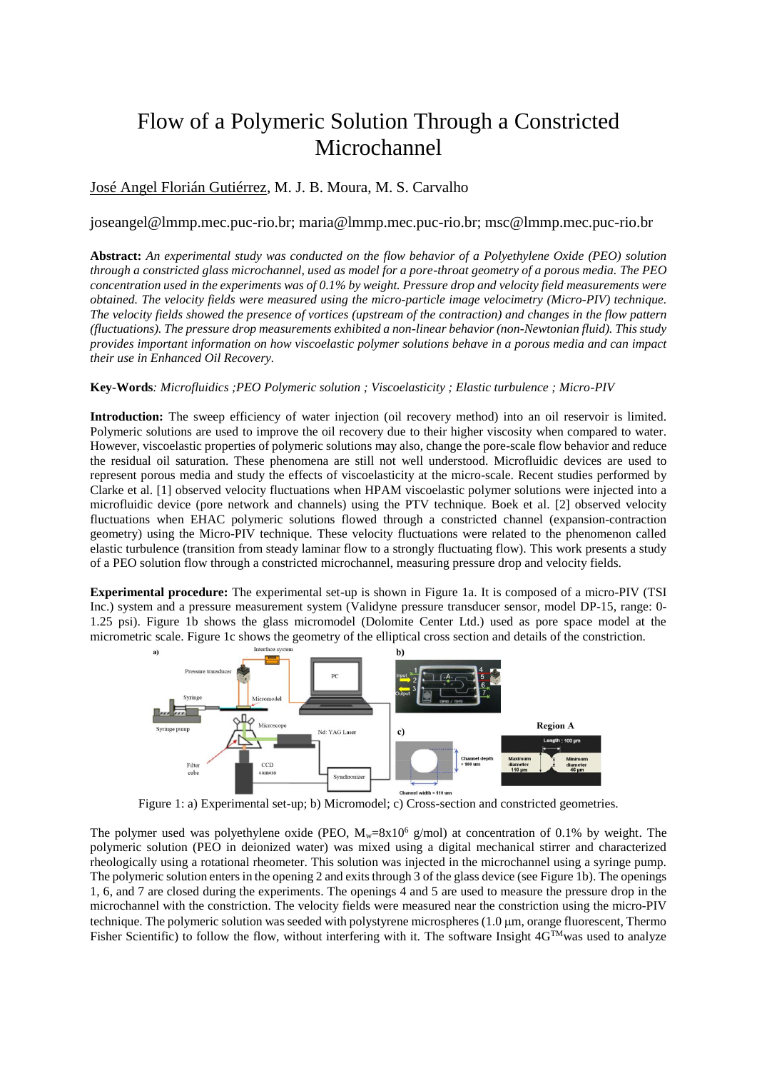# Flow of a Polymeric Solution Through a Constricted Microchannel

José Angel Florián Gutiérrez, M. J. B. Moura, M. S. Carvalho

joseangel@lmmp.mec.puc-rio.br; maria@lmmp.mec.puc-rio.br; msc@lmmp.mec.puc-rio.br

**Abstract:** *An experimental study was conducted on the flow behavior of a Polyethylene Oxide (PEO) solution through a constricted glass microchannel, used as model for a pore-throat geometry of a porous media. The PEO concentration used in the experiments was of 0.1% by weight. Pressure drop and velocity field measurements were obtained. The velocity fields were measured using the micro-particle image velocimetry (Micro-PIV) technique. The velocity fields showed the presence of vortices (upstream of the contraction) and changes in the flow pattern (fluctuations). The pressure drop measurements exhibited a non-linear behavior (non-Newtonian fluid). This study provides important information on how viscoelastic polymer solutions behave in a porous media and can impact their use in Enhanced Oil Recovery.*

**Key-Words***: Microfluidics ;PEO Polymeric solution ; Viscoelasticity ; Elastic turbulence ; Micro-PIV*

**Introduction:** The sweep efficiency of water injection (oil recovery method) into an oil reservoir is limited. Polymeric solutions are used to improve the oil recovery due to their higher viscosity when compared to water. However, viscoelastic properties of polymeric solutions may also, change the pore-scale flow behavior and reduce the residual oil saturation. These phenomena are still not well understood. Microfluidic devices are used to represent porous media and study the effects of viscoelasticity at the micro-scale. Recent studies performed by Clarke et al. [1] observed velocity fluctuations when HPAM viscoelastic polymer solutions were injected into a microfluidic device (pore network and channels) using the PTV technique. Boek et al. [2] observed velocity fluctuations when EHAC polymeric solutions flowed through a constricted channel (expansion-contraction geometry) using the Micro-PIV technique. These velocity fluctuations were related to the phenomenon called elastic turbulence (transition from steady laminar flow to a strongly fluctuating flow). This work presents a study of a PEO solution flow through a constricted microchannel, measuring pressure drop and velocity fields.

**Experimental procedure:** The experimental set-up is shown in Figure 1a. It is composed of a micro-PIV (TSI Inc.) system and a pressure measurement system (Validyne pressure transducer sensor, model DP-15, range: 0-1.25 psi). Figure 1b shows the glass micromodel (Dolomite Center Ltd.) used as pore space model at the micrometric scale. Figure 1c shows the geometry of the elliptical cross section and details of the constriction.

Figure 1: a) Experimental set-up; b) Micromodel; c) Cross-section and constricted geometries.

The polymer used was polyethylene oxide (PEO, $M_w$=8x$10^6$ g/mol) at concentration of 0.1% by weight. The polymeric solution (PEO in deionized water) was mixed using a digital mechanical stirrer and characterized rheologically using a rotational rheometer. This solution was injected in the microchannel using a syringe pump. The polymeric solution enters in the opening 2 and exits through 3 of the glass device (see Figure 1b). The openings 1, 6, and 7 are closed during the experiments. The openings 4 and 5 are used to measure the pressure drop in the microchannel with the constriction. The velocity fields were measured near the constriction using the micro-PIV technique. The polymeric solution was seeded with polystyrene microspheres (1.0 μm, orange fluorescent, Thermo Fisher Scientific) to follow the flow, without interfering with it. The software Insight 4G™was used to analyze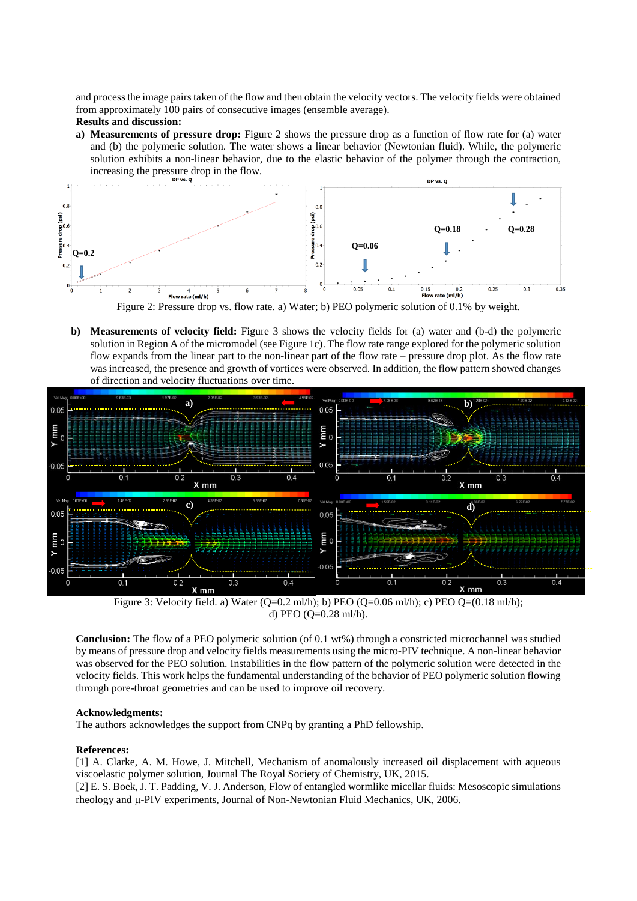and process the image pairs taken of the flow and then obtain the velocity vectors. The velocity fields were obtained from approximately 100 pairs of consecutive images (ensemble average).

**Results and discussion:**

**a) Measurements of pressure drop:** Figure 2 shows the pressure drop as a function of flow rate for (a) water and (b) the polymeric solution. The water shows a linear behavior (Newtonian fluid). While, the polymeric solution exhibits a non-linear behavior, due to the elastic behavior of the polymer through the contraction, increasing the pressure drop in the flow.

DP vs. Q

Pressure drop (psi)

Q=0.2

Flow rate (ml/h)

DP vs. Q

Pressure drop (psi)

Q=0.06

Q=0.18

Q=0.28

Flow rate (ml/h)

Figure 2: Pressure drop vs. flow rate. a) Water; b) PEO polymeric solution of 0.1% by weight.

**b) Measurements of velocity field:** Figure 3 shows the velocity fields for (a) water and (b-d) the polymeric solution in Region A of the micromodel (see Figure 1c). The flow rate range explored for the polymeric solution flow expands from the linear part to the non-linear part of the flow rate – pressure drop plot. As the flow rate was increased, the presence and growth of vortices were observed. In addition, the flow pattern showed changes of direction and velocity fluctuations over time.

a)

b)

c)

d)

Y mm

X mm

Figure 3: Velocity field. a) Water (Q=0.2 ml/h); b) PEO (Q=0.06 ml/h); c) PEO Q=(0.18 ml/h); d) PEO (Q=0.28 ml/h).

**Conclusion:** The flow of a PEO polymeric solution (of 0.1 wt%) through a constricted microchannel was studied by means of pressure drop and velocity fields measurements using the micro-PIV technique. A non-linear behavior was observed for the PEO solution. Instabilities in the flow pattern of the polymeric solution were detected in the velocity fields. This work helps the fundamental understanding of the behavior of PEO polymeric solution flowing through pore-throat geometries and can be used to improve oil recovery.

**Acknowledgments:**

The authors acknowledges the support from CNPq by granting a PhD fellowship.

**References:**

[1] A. Clarke, A. M. Howe, J. Mitchell, Mechanism of anomalously increased oil displacement with aqueous viscoelastic polymer solution, Journal The Royal Society of Chemistry, UK, 2015.

[2] E. S. Boek, J. T. Padding, V. J. Anderson, Flow of entangled wormlike micellar fluids: Mesoscopic simulations rheology and μ-PIV experiments, Journal of Non-Newtonian Fluid Mechanics, UK, 2006.